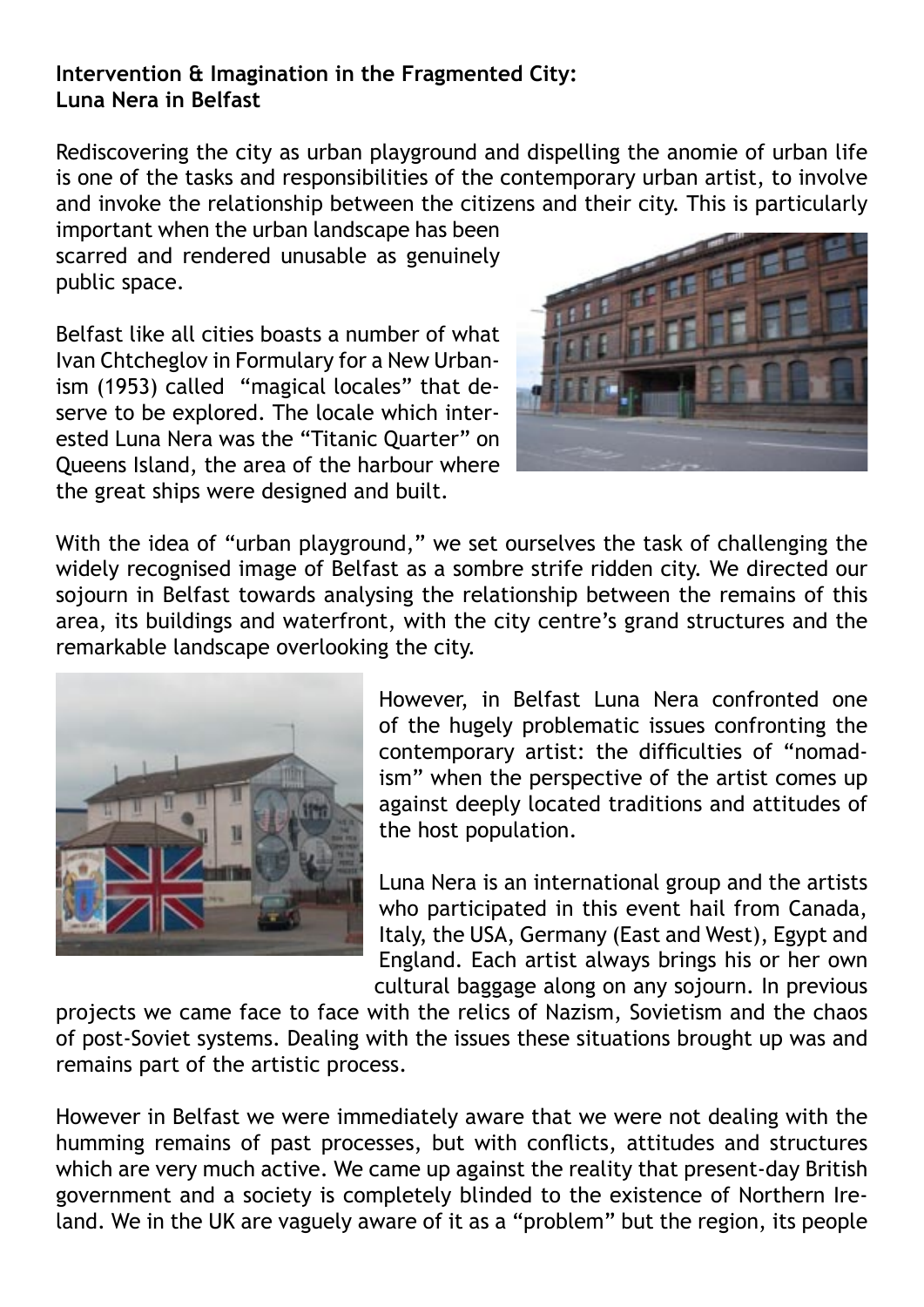**Intervention & Imagination in the Fragmented City: Luna Nera in Belfast**

Rediscovering the city as urban playground and dispelling the anomie of urban life is one of the tasks and responsibilities of the contemporary urban artist, to involve and invoke the relationship between the citizens and their city. This is particularly important when the urban landscape has been scarred and rendered unusable as genuinely public space.

Belfast like all cities boasts a number of what Ivan Chtcheglov in Formulary for a New Urbanism (1953) called "magical locales" that deserve to be explored. The locale which interested Luna Nera was the "Titanic Quarter" on Queens Island, the area of the harbour where the great ships were designed and built.

With the idea of "urban playground," we set ourselves the task of challenging the widely recognised image of Belfast as a sombre strife ridden city. We directed our sojourn in Belfast towards analysing the relationship between the remains of this area, its buildings and waterfront, with the city centre's grand structures and the remarkable landscape overlooking the city.

However, in Belfast Luna Nera confronted one of the hugely problematic issues confronting the contemporary artist: the difficulties of "nomadism" when the perspective of the artist comes up against deeply located traditions and attitudes of the host population.

Luna Nera is an international group and the artists who participated in this event hail from Canada, Italy, the USA, Germany (East and West), Egypt and England. Each artist always brings his or her own cultural baggage along on any sojourn. In previous projects we came face to face with the relics of Nazism, Sovietism and the chaos of post-Soviet systems. Dealing with the issues these situations brought up was and remains part of the artistic process.

However in Belfast we were immediately aware that we were not dealing with the humming remains of past processes, but with conflicts, attitudes and structures which are very much active. We came up against the reality that present-day British government and a society is completely blinded to the existence of Northern Ireland. We in the UK are vaguely aware of it as a "problem" but the region, its people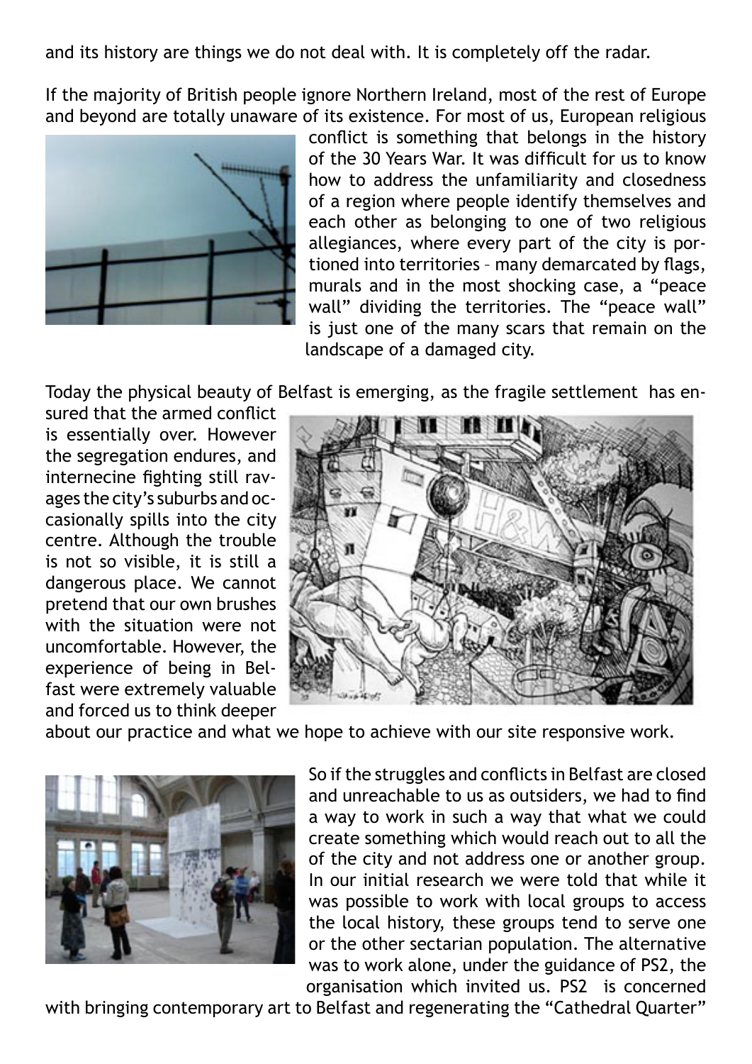and its history are things we do not deal with. It is completely off the radar.

If the majority of British people ignore Northern Ireland, most of the rest of Europe and beyond are totally unaware of its existence. For most of us, European religious conflict is something that belongs in the history of the 30 Years War. It was difficult for us to know how to address the unfamiliarity and closedness of a region where people identify themselves and each other as belonging to one of two religious allegiances, where every part of the city is portioned into territories – many demarcated by flags, murals and in the most shocking case, a "peace wall" dividing the territories. The "peace wall" is just one of the many scars that remain on the landscape of a damaged city.

Today the physical beauty of Belfast is emerging, as the fragile settlement has ensured that the armed conflict is essentially over. However the segregation endures, and internecine fighting still ravages the city's suburbs and occasionally spills into the city centre. Although the trouble is not so visible, it is still a dangerous place. We cannot pretend that our own brushes with the situation were not uncomfortable. However, the experience of being in Belfast were extremely valuable and forced us to think deeper about our practice and what we hope to achieve with our site responsive work.

So if the struggles and conflicts in Belfast are closed and unreachable to us as outsiders, we had to find a way to work in such a way that what we could create something which would reach out to all the of the city and not address one or another group. In our initial research we were told that while it was possible to work with local groups to access the local history, these groups tend to serve one or the other sectarian population. The alternative was to work alone, under the guidance of PS2, the organisation which invited us. PS2 is concerned with bringing contemporary art to Belfast and regenerating the "Cathedral Quarter"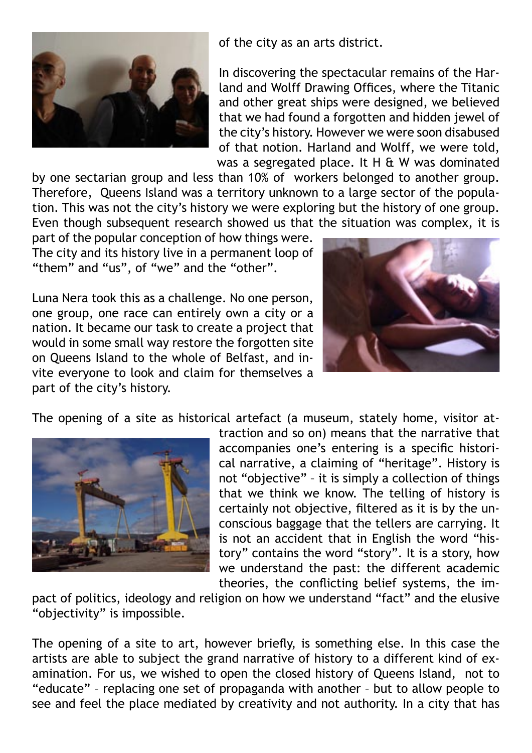of the city as an arts district.

In discovering the spectacular remains of the Harland and Wolff Drawing Offices, where the Titanic and other great ships were designed, we believed that we had found a forgotten and hidden jewel of the city's history. However we were soon disabused of that notion. Harland and Wolff, we were told, was a segregated place. It H & W was dominated by one sectarian group and less than 10% of workers belonged to another group. Therefore, Queens Island was a territory unknown to a large sector of the population. This was not the city's history we were exploring but the history of one group. Even though subsequent research showed us that the situation was complex, it is part of the popular conception of how things were. The city and its history live in a permanent loop of "them" and "us", of "we" and the "other".

Luna Nera took this as a challenge. No one person, one group, one race can entirely own a city or a nation. It became our task to create a project that would in some small way restore the forgotten site on Queens Island to the whole of Belfast, and invite everyone to look and claim for themselves a part of the city's history.

The opening of a site as historical artefact (a museum, stately home, visitor attraction and so on) means that the narrative that accompanies one's entering is a specific historical narrative, a claiming of "heritage". History is not "objective" – it is simply a collection of things that we think we know. The telling of history is certainly not objective, filtered as it is by the unconscious baggage that the tellers are carrying. It is not an accident that in English the word "history" contains the word "story". It is a story, how we understand the past: the different academic theories, the conflicting belief systems, the impact of politics, ideology and religion on how we understand "fact" and the elusive "objectivity" is impossible.

The opening of a site to art, however briefly, is something else. In this case the artists are able to subject the grand narrative of history to a different kind of examination. For us, we wished to open the closed history of Queens Island, not to "educate" – replacing one set of propaganda with another – but to allow people to see and feel the place mediated by creativity and not authority. In a city that has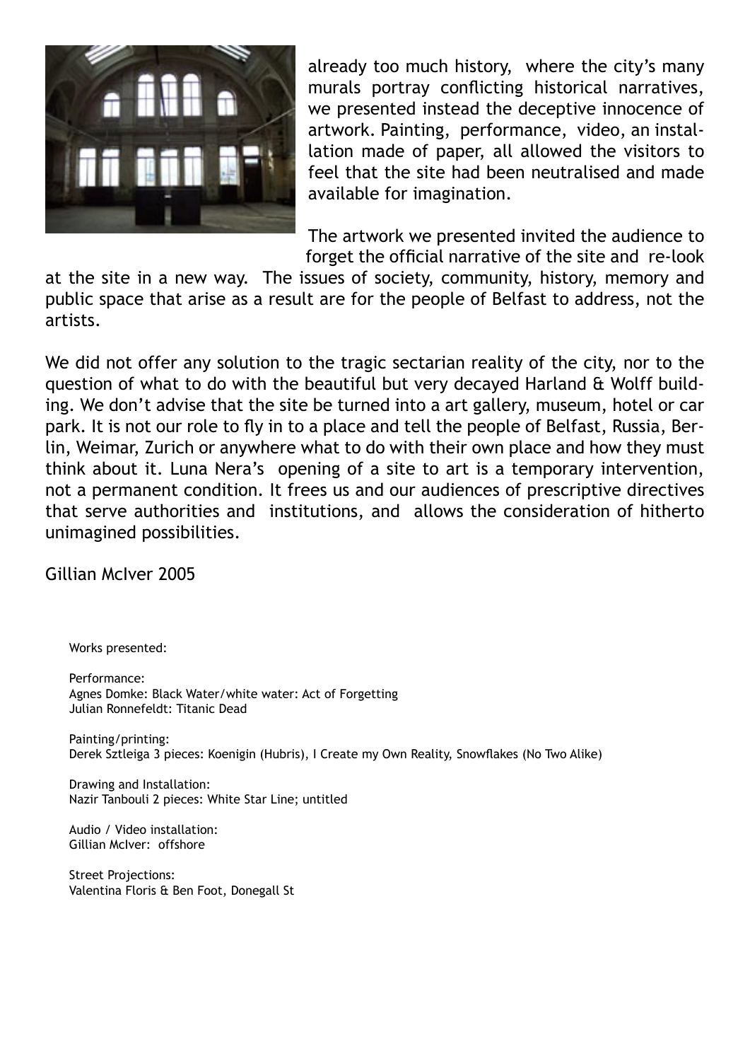already too much history, where the city's many murals portray conflicting historical narratives, we presented instead the deceptive innocence of artwork. Painting, performance, video, an installation made of paper, all allowed the visitors to feel that the site had been neutralised and made available for imagination.

The artwork we presented invited the audience to forget the official narrative of the site and re-look at the site in a new way. The issues of society, community, history, memory and public space that arise as a result are for the people of Belfast to address, not the artists.

We did not offer any solution to the tragic sectarian reality of the city, nor to the question of what to do with the beautiful but very decayed Harland & Wolff building. We don't advise that the site be turned into a art gallery, museum, hotel or car park. It is not our role to fly in to a place and tell the people of Belfast, Russia, Berlin, Weimar, Zurich or anywhere what to do with their own place and how they must think about it. Luna Nera's opening of a site to art is a temporary intervention, not a permanent condition. It frees us and our audiences of prescriptive directives that serve authorities and institutions, and allows the consideration of hitherto unimagined possibilities.

Gillian McIver 2005

Works presented:

Performance:
Agnes Domke: Black Water/white water: Act of Forgetting
Julian Ronnefeldt: Titanic Dead

Painting/printing:
Derek Sztleiga 3 pieces: Koenigin (Hubris), I Create my Own Reality, Snowflakes (No Two Alike)

Drawing and Installation:
Nazir Tanbouli 2 pieces: White Star Line; untitled

Audio / Video installation:
Gillian McIver: offshore

Street Projections:
Valentina Floris & Ben Foot, Donegall St